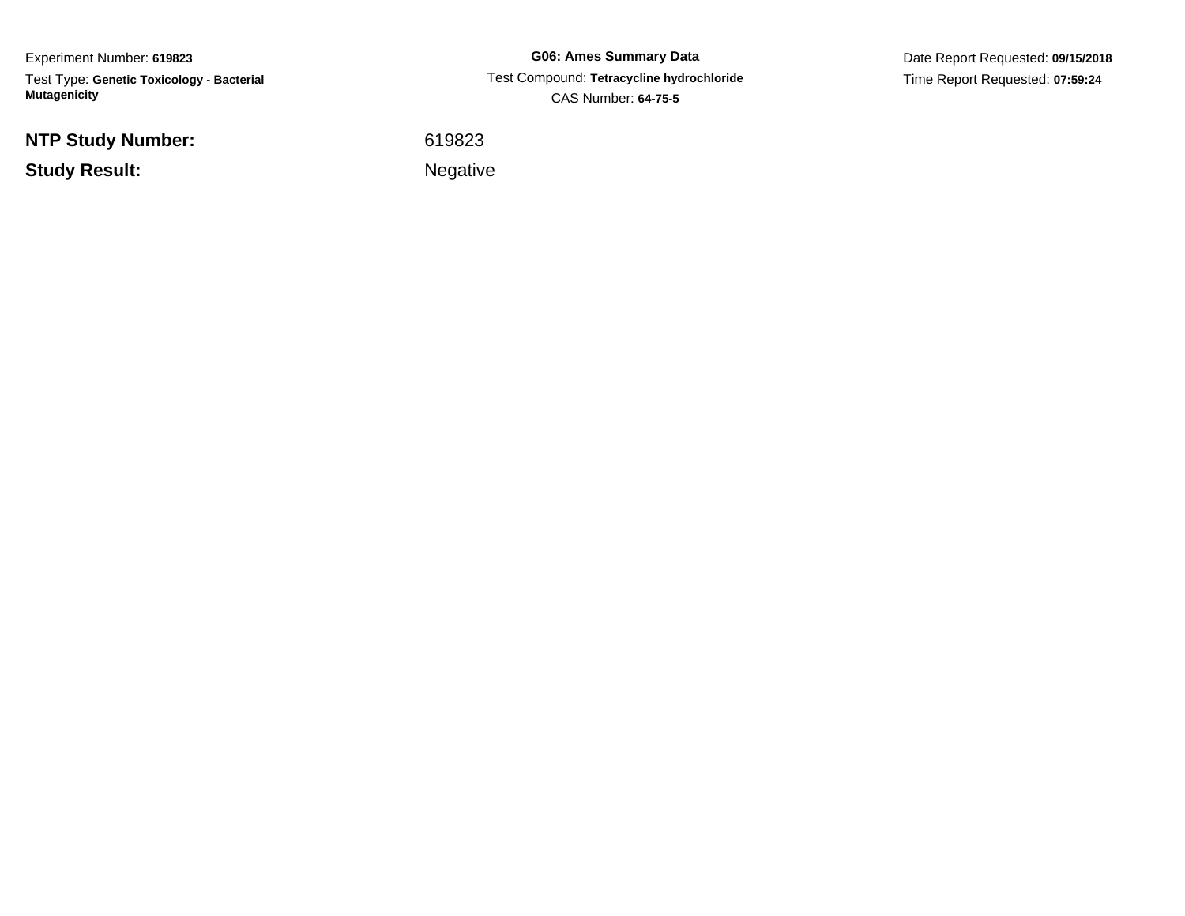Experiment Number: **619823**

Test Type: **Genetic Toxicology - Bacterial Mutagenicity**

**G06: Ames Summary Data**

Test Compound: **Tetracycline hydrochloride**

CAS Number: **64-75-5**

Date Report Requested: **09/15/2018**

Time Report Requested: **07:59:24**

**NTP Study Number:** 619823

**Study Result:** Negative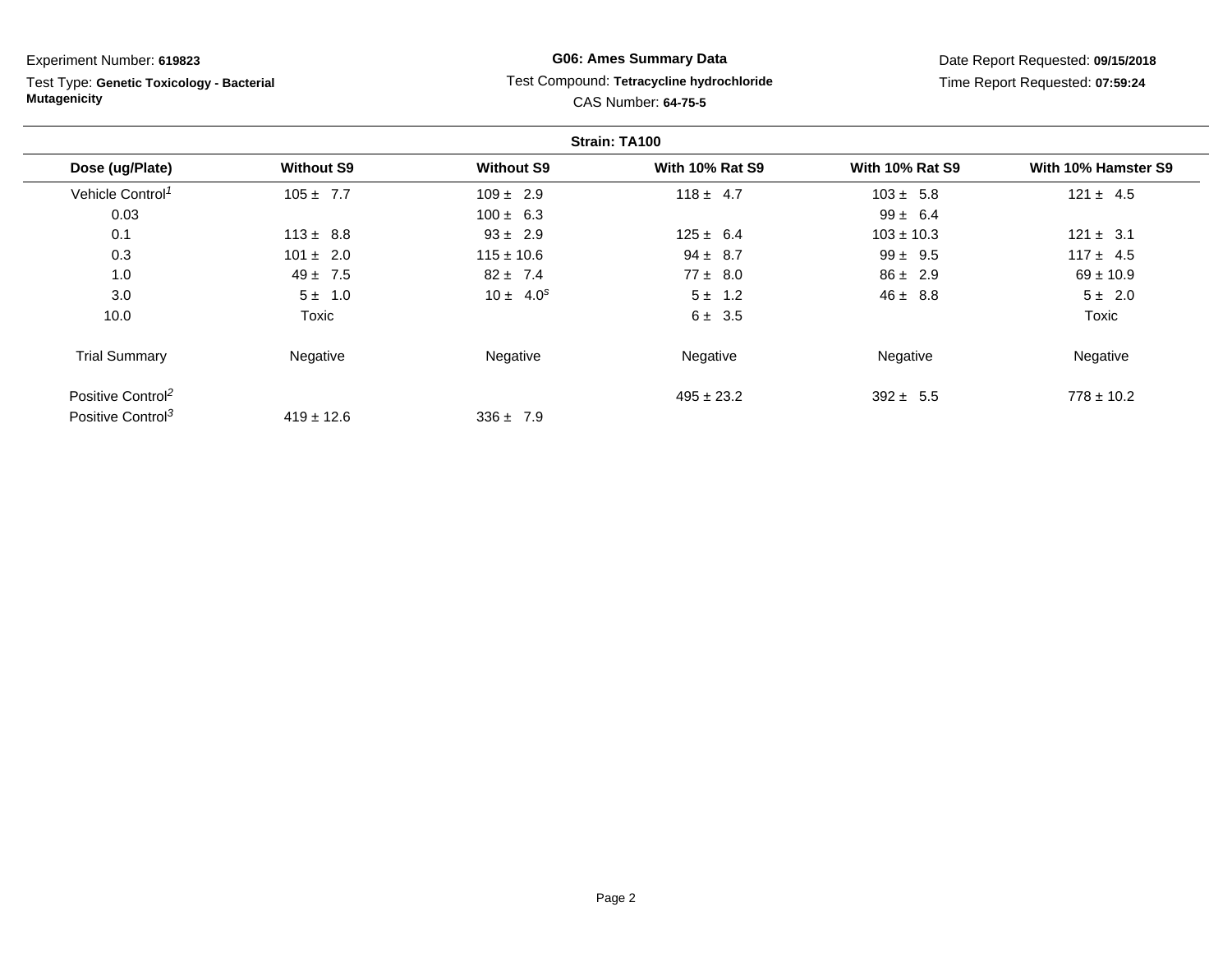Experiment Number: **619823**

Test Type: **Genetic Toxicology - Bacterial Mutagenicity**

**G06: Ames Summary Data**

Test Compound: **Tetracycline hydrochloride**

CAS Number: **64-75-5**

Date Report Requested: **09/15/2018**

Time Report Requested: **07:59:24**

**Strain: TA100**

| Dose (ug/Plate) | Without S9 | Without S9 | With 10% Rat S9 | With 10% Rat S9 | With 10% Hamster S9 |
|---|---|---|---|---|---|
| Vehicle Control[1] | 105 ± 7.7 | 109 ± 2.9 | 118 ± 4.7 | 103 ± 5.8 | 121 ± 4.5 |
| 0.03 | | 100 ± 6.3 | | 99 ± 6.4 | |
| 0.1 | 113 ± 8.8 | 93 ± 2.9 | 125 ± 6.4 | 103 ± 10.3 | 121 ± 3.1 |
| 0.3 | 101 ± 2.0 | 115 ± 10.6 | 94 ± 8.7 | 99 ± 9.5 | 117 ± 4.5 |
| 1.0 | 49 ± 7.5 | 82 ± 7.4 | 77 ± 8.0 | 86 ± 2.9 | 69 ± 10.9 |
| 3.0 | 5 ± 1.0 | 10 ± 4.0[s] | 5 ± 1.2 | 46 ± 8.8 | 5 ± 2.0 |
| 10.0 | Toxic | | 6 ± 3.5 | | Toxic |
| Trial Summary | Negative | Negative | Negative | Negative | Negative |
| Positive Control[2] | | | 495 ± 23.2 | 392 ± 5.5 | 778 ± 10.2 |
| Positive Control[3] | 419 ± 12.6 | 336 ± 7.9 | | | |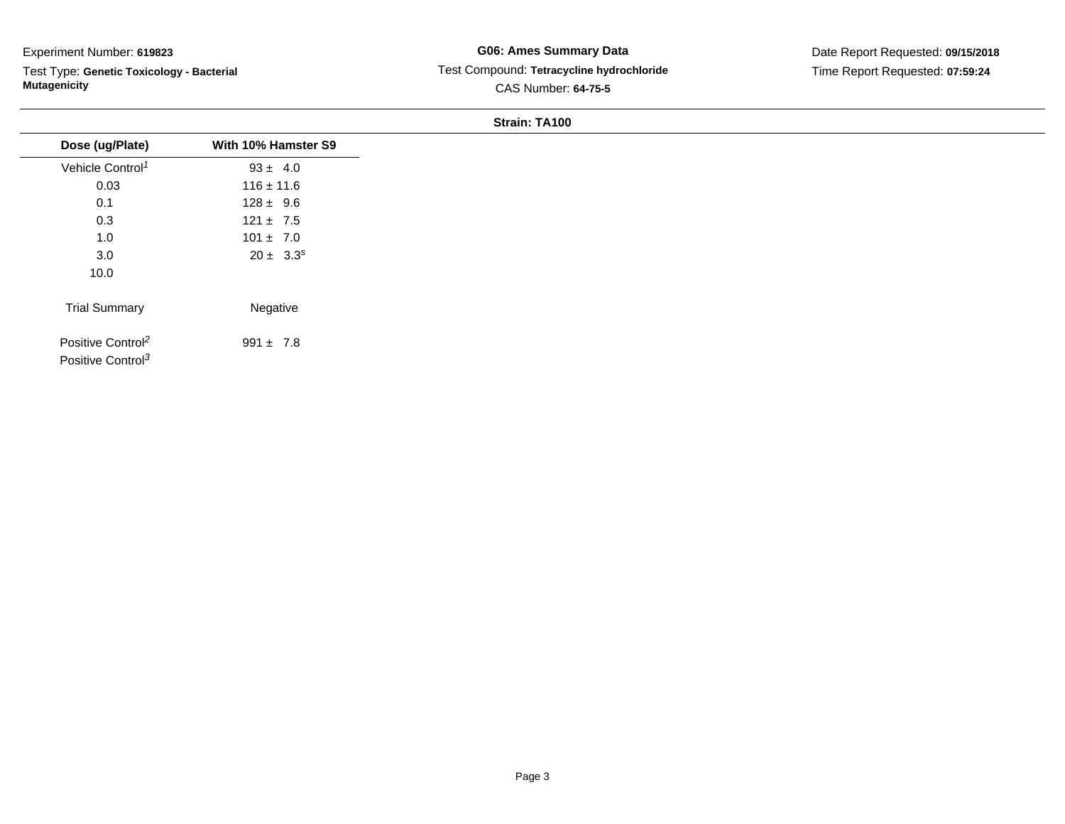Experiment Number: **619823**

Test Type: **Genetic Toxicology - Bacterial Mutagenicity**

**G06: Ames Summary Data**

Test Compound: **Tetracycline hydrochloride**

CAS Number: **64-75-5**

Date Report Requested: **09/15/2018**

Time Report Requested: **07:59:24**

**Strain: TA100**

| Dose (ug/Plate) | With 10% Hamster S9 |
|---|---|
| Vehicle Control[1] | 93 ± 4.0 |
| 0.03 | 116 ± 11.6 |
| 0.1 | 128 ± 9.6 |
| 0.3 | 121 ± 7.5 |
| 1.0 | 101 ± 7.0 |
| 3.0 | 20 ± 3.3[s] |
| 10.0 | |
| Trial Summary | Negative |
| Positive Control[2] | 991 ± 7.8 |
| Positive Control[3] | |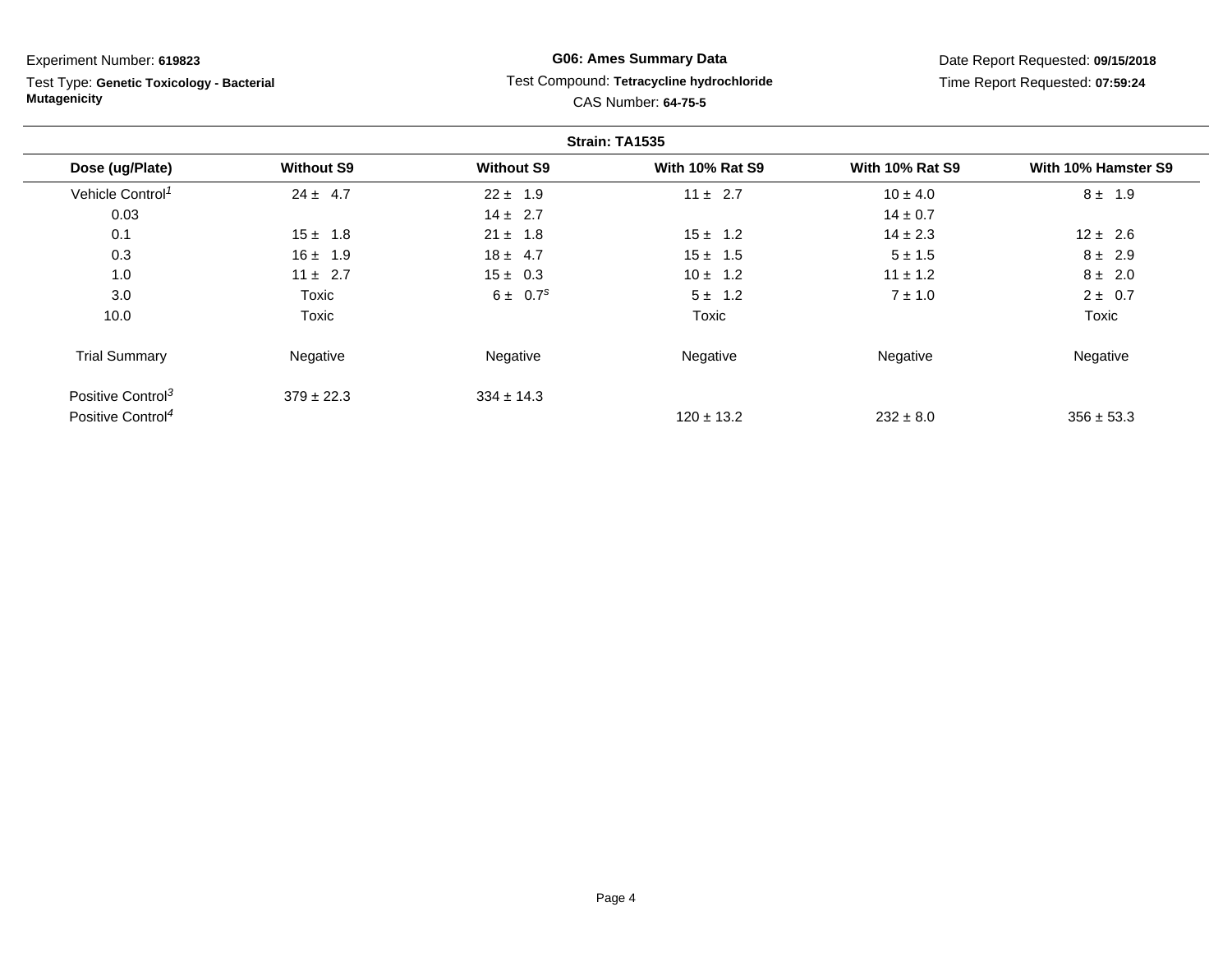Experiment Number: **619823**

Test Type: **Genetic Toxicology - Bacterial Mutagenicity**

**G06: Ames Summary Data**

Test Compound: **Tetracycline hydrochloride**

CAS Number: **64-75-5**

Date Report Requested: **09/15/2018**

Time Report Requested: **07:59:24**

**Strain: TA1535**

| Dose (ug/Plate) | Without S9 | Without S9 | With 10% Rat S9 | With 10% Rat S9 | With 10% Hamster S9 |
|---|---|---|---|---|---|
| Vehicle Control[1] | 24 ± 4.7 | 22 ± 1.9 | 11 ± 2.7 | 10 ± 4.0 | 8 ± 1.9 |
| 0.03 | | 14 ± 2.7 | | 14 ± 0.7 | |
| 0.1 | 15 ± 1.8 | 21 ± 1.8 | 15 ± 1.2 | 14 ± 2.3 | 12 ± 2.6 |
| 0.3 | 16 ± 1.9 | 18 ± 4.7 | 15 ± 1.5 | 5 ± 1.5 | 8 ± 2.9 |
| 1.0 | 11 ± 2.7 | 15 ± 0.3 | 10 ± 1.2 | 11 ± 1.2 | 8 ± 2.0 |
| 3.0 | Toxic | 6 ± 0.7[s] | 5 ± 1.2 | 7 ± 1.0 | 2 ± 0.7 |
| 10.0 | Toxic | | Toxic | | Toxic |
| Trial Summary | Negative | Negative | Negative | Negative | Negative |
| Positive Control[3] | 379 ± 22.3 | 334 ± 14.3 | | | |
| Positive Control[4] | | | 120 ± 13.2 | 232 ± 8.0 | 356 ± 53.3 |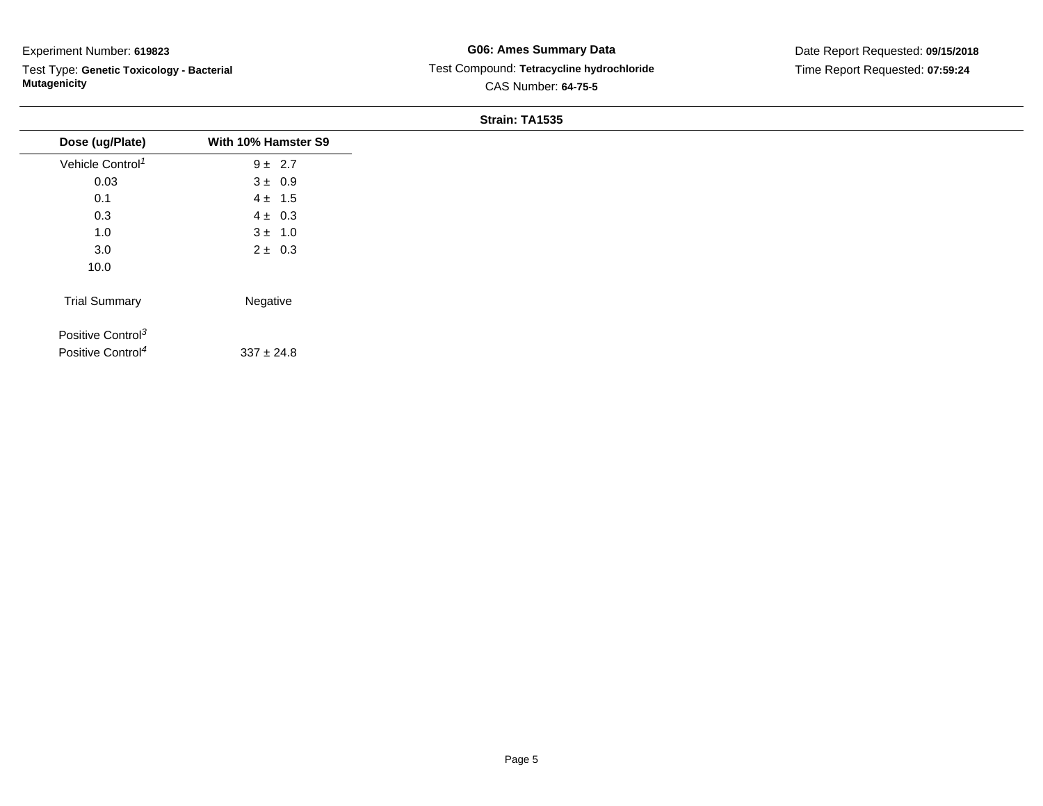Experiment Number: **619823**

Test Type: **Genetic Toxicology - Bacterial Mutagenicity**

**G06: Ames Summary Data**

Test Compound: **Tetracycline hydrochloride**

CAS Number: **64-75-5**

Date Report Requested: **09/15/2018**

Time Report Requested: **07:59:24**

**Strain: TA1535**

| Dose (ug/Plate) | With 10% Hamster S9 |
|---|---|
| Vehicle Control[1] | 9 ± 2.7 |
| 0.03 | 3 ± 0.9 |
| 0.1 | 4 ± 1.5 |
| 0.3 | 4 ± 0.3 |
| 1.0 | 3 ± 1.0 |
| 3.0 | 2 ± 0.3 |
| 10.0 | |
| Trial Summary | Negative |
| Positive Control[3] | |
| Positive Control[4] | 337 ± 24.8 |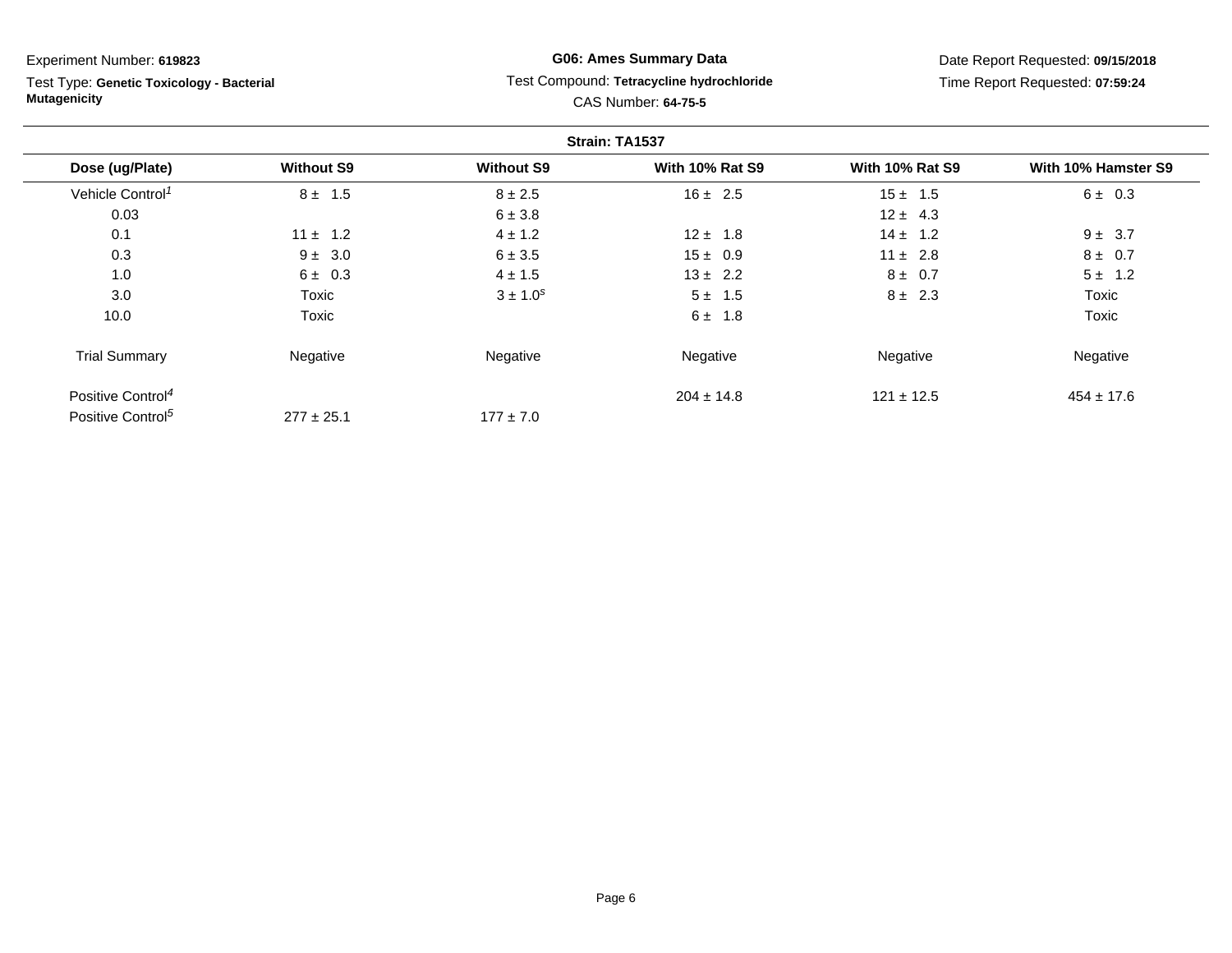Experiment Number: **619823**

Test Type: **Genetic Toxicology - Bacterial Mutagenicity**

**G06: Ames Summary Data**

Test Compound: **Tetracycline hydrochloride**

CAS Number: **64-75-5**

Date Report Requested: **09/15/2018**

Time Report Requested: **07:59:24**

**Strain: TA1537**

| Dose (ug/Plate) | Without S9 | Without S9 | With 10% Rat S9 | With 10% Rat S9 | With 10% Hamster S9 |
|---|---|---|---|---|---|
| Vehicle Control[1] | 8 ± 1.5 | 8 ± 2.5 | 16 ± 2.5 | 15 ± 1.5 | 6 ± 0.3 |
| 0.03 | | 6 ± 3.8 | | 12 ± 4.3 | |
| 0.1 | 11 ± 1.2 | 4 ± 1.2 | 12 ± 1.8 | 14 ± 1.2 | 9 ± 3.7 |
| 0.3 | 9 ± 3.0 | 6 ± 3.5 | 15 ± 0.9 | 11 ± 2.8 | 8 ± 0.7 |
| 1.0 | 6 ± 0.3 | 4 ± 1.5 | 13 ± 2.2 | 8 ± 0.7 | 5 ± 1.2 |
| 3.0 | Toxic | 3 ± 1.0[s] | 5 ± 1.5 | 8 ± 2.3 | Toxic |
| 10.0 | Toxic | | 6 ± 1.8 | | Toxic |
| Trial Summary | Negative | Negative | Negative | Negative | Negative |
| Positive Control[4] | | | 204 ± 14.8 | 121 ± 12.5 | 454 ± 17.6 |
| Positive Control[5] | 277 ± 25.1 | 177 ± 7.0 | | | |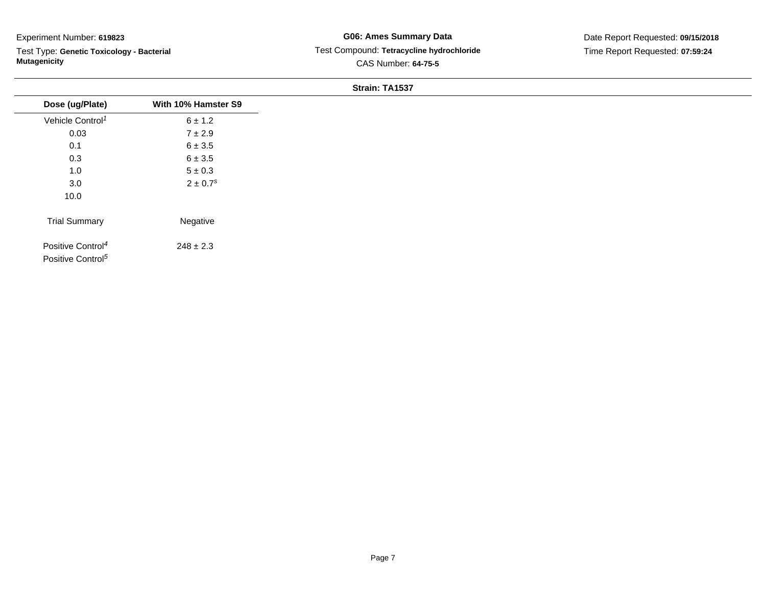Experiment Number: **619823**

Test Type: **Genetic Toxicology - Bacterial Mutagenicity**

**G06: Ames Summary Data**

Test Compound: **Tetracycline hydrochloride**

CAS Number: **64-75-5**

Date Report Requested: **09/15/2018**

Time Report Requested: **07:59:24**

**Strain: TA1537**

| Dose (ug/Plate) | With 10% Hamster S9 |
|---|---|
| Vehicle Control[1] | 6 ± 1.2 |
| 0.03 | 7 ± 2.9 |
| 0.1 | 6 ± 3.5 |
| 0.3 | 6 ± 3.5 |
| 1.0 | 5 ± 0.3 |
| 3.0 | 2 ± 0.7[s] |
| 10.0 | |
| Trial Summary | Negative |
| Positive Control[4] | 248 ± 2.3 |
| Positive Control[5] | |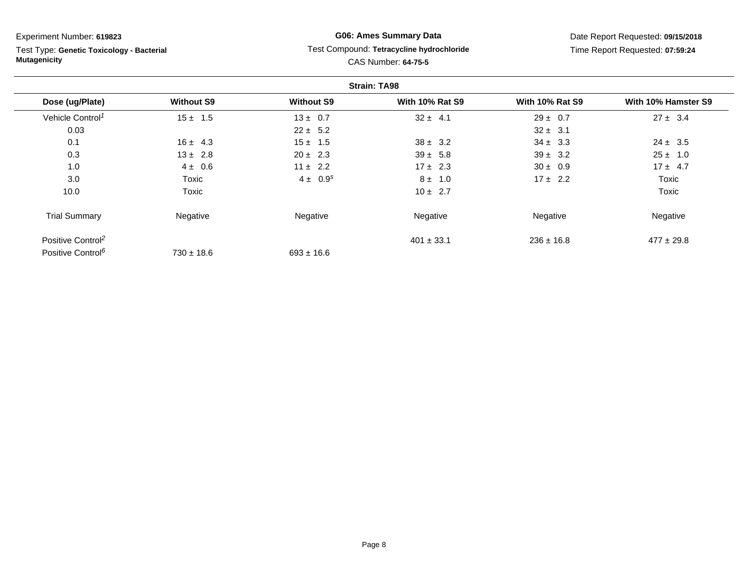Experiment Number: **619823**

Test Type: **Genetic Toxicology - Bacterial Mutagenicity**

**G06: Ames Summary Data**

Test Compound: **Tetracycline hydrochloride**

CAS Number: **64-75-5**

Date Report Requested: **09/15/2018**

Time Report Requested: **07:59:24**

**Strain: TA98**

| Dose (ug/Plate) | Without S9 | Without S9 | With 10% Rat S9 | With 10% Rat S9 | With 10% Hamster S9 |
|---|---|---|---|---|---|
| Vehicle Control[1] | 15 ± 1.5 | 13 ± 0.7 | 32 ± 4.1 | 29 ± 0.7 | 27 ± 3.4 |
| 0.03 | | 22 ± 5.2 | | 32 ± 3.1 | |
| 0.1 | 16 ± 4.3 | 15 ± 1.5 | 38 ± 3.2 | 34 ± 3.3 | 24 ± 3.5 |
| 0.3 | 13 ± 2.8 | 20 ± 2.3 | 39 ± 5.8 | 39 ± 3.2 | 25 ± 1.0 |
| 1.0 | 4 ± 0.6 | 11 ± 2.2 | 17 ± 2.3 | 30 ± 0.9 | 17 ± 4.7 |
| 3.0 | Toxic | 4 ± 0.9[s] | 8 ± 1.0 | 17 ± 2.2 | Toxic |
| 10.0 | Toxic | | 10 ± 2.7 | | Toxic |
| Trial Summary | Negative | Negative | Negative | Negative | Negative |
| Positive Control[2] | | | 401 ± 33.1 | 236 ± 16.8 | 477 ± 29.8 |
| Positive Control[6] | 730 ± 18.6 | 693 ± 16.6 | | | |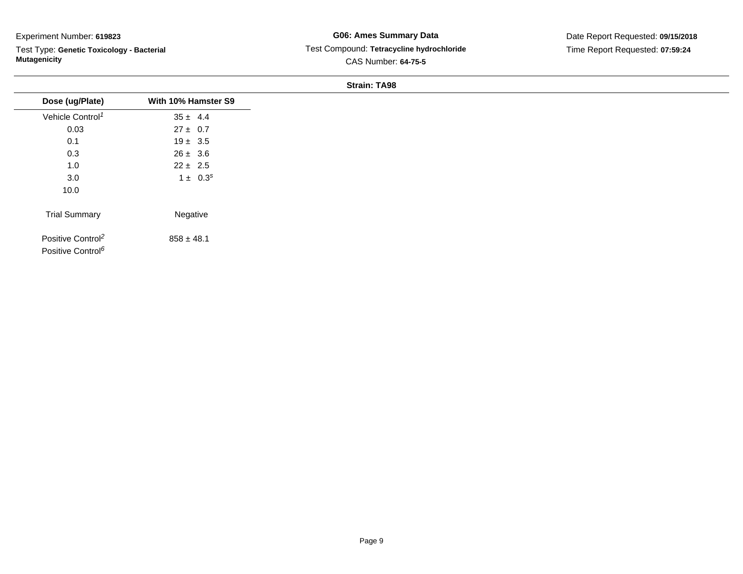Experiment Number: **619823**

Test Type: **Genetic Toxicology - Bacterial Mutagenicity**

**G06: Ames Summary Data**

Test Compound: **Tetracycline hydrochloride**

CAS Number: **64-75-5**

Date Report Requested: **09/15/2018**

Time Report Requested: **07:59:24**

**Strain: TA98**

| Dose (ug/Plate) | With 10% Hamster S9 |
|---|---|
| Vehicle Control[1] | 35 ± 4.4 |
| 0.03 | 27 ± 0.7 |
| 0.1 | 19 ± 3.5 |
| 0.3 | 26 ± 3.6 |
| 1.0 | 22 ± 2.5 |
| 3.0 | 1 ± 0.3[s] |
| 10.0 | |
| Trial Summary | Negative |
| Positive Control[2] | 858 ± 48.1 |
| Positive Control[6] | |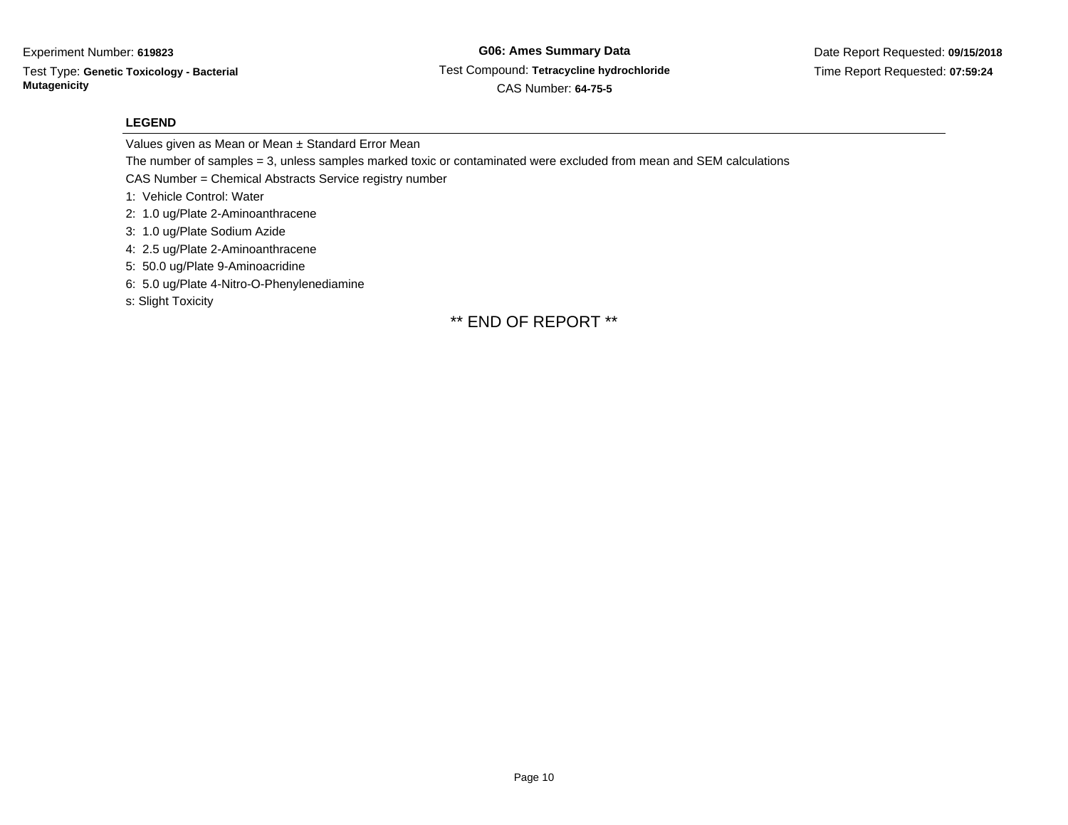Experiment Number: **619823**

Test Type: **Genetic Toxicology - Bacterial Mutagenicity**

**G06: Ames Summary Data**

Test Compound: **Tetracycline hydrochloride**

CAS Number: **64-75-5**

Date Report Requested: **09/15/2018**

Time Report Requested: **07:59:24**

**LEGEND**

Values given as Mean or Mean ± Standard Error Mean

The number of samples = 3, unless samples marked toxic or contaminated were excluded from mean and SEM calculations

CAS Number = Chemical Abstracts Service registry number

1: Vehicle Control: Water

2: 1.0 ug/Plate 2-Aminoanthracene

3: 1.0 ug/Plate Sodium Azide

4: 2.5 ug/Plate 2-Aminoanthracene

5: 50.0 ug/Plate 9-Aminoacridine

6: 5.0 ug/Plate 4-Nitro-O-Phenylenediamine

s: Slight Toxicity

** END OF REPORT **